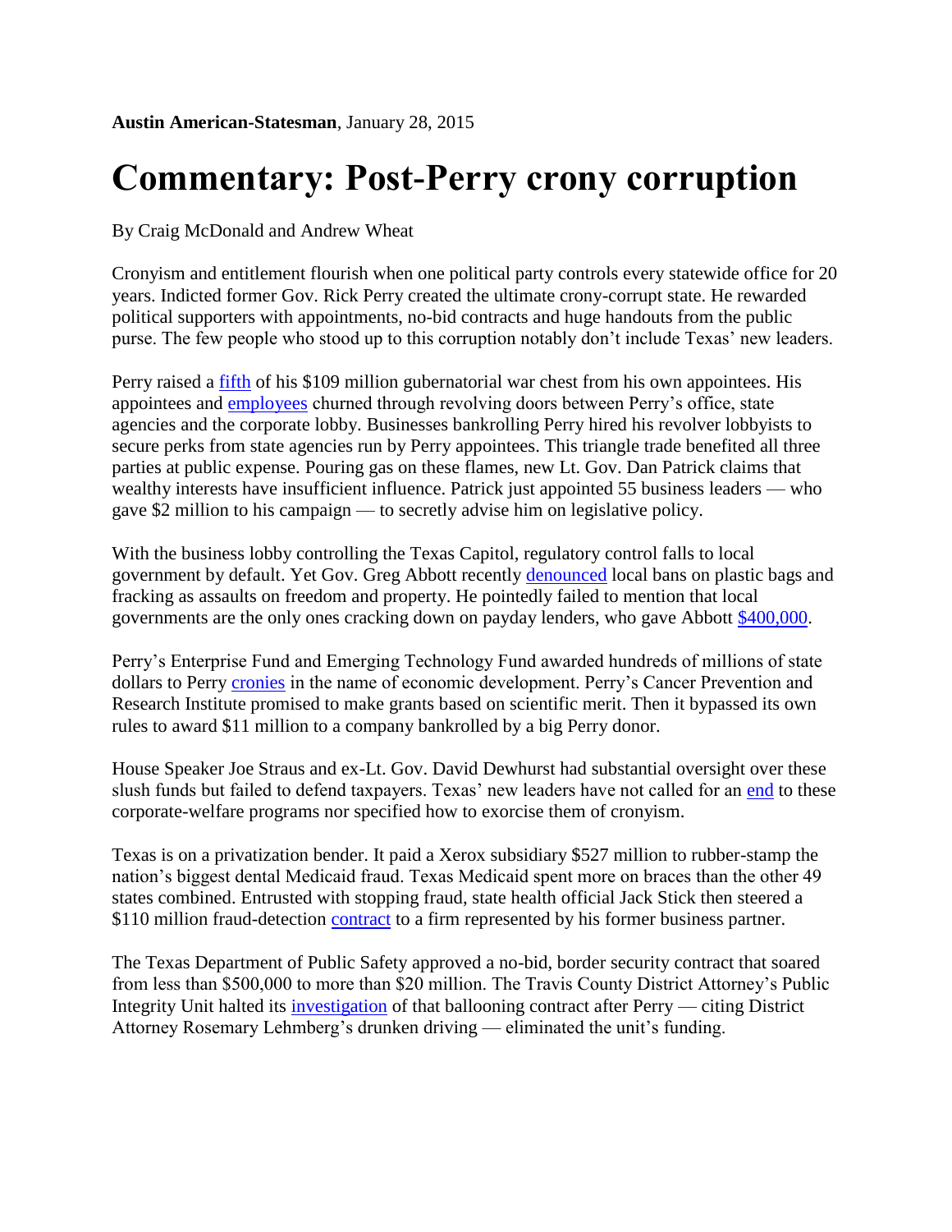**Austin American-Statesman**, January 28, 2015

# Commentary: Post-Perry crony corruption

By Craig McDonald and Andrew Wheat

Cronyism and entitlement flourish when one political party controls every statewide office for 20 years. Indicted former Gov. Rick Perry created the ultimate crony-corrupt state. He rewarded political supporters with appointments, no-bid contracts and huge handouts from the public purse. The few people who stood up to this corruption notably don't include Texas' new leaders.

Perry raised a fifth of his $109 million gubernatorial war chest from his own appointees. His appointees and employees churned through revolving doors between Perry's office, state agencies and the corporate lobby. Businesses bankrolling Perry hired his revolver lobbyists to secure perks from state agencies run by Perry appointees. This triangle trade benefited all three parties at public expense. Pouring gas on these flames, new Lt. Gov. Dan Patrick claims that wealthy interests have insufficient influence. Patrick just appointed 55 business leaders — who gave $2 million to his campaign — to secretly advise him on legislative policy.

With the business lobby controlling the Texas Capitol, regulatory control falls to local government by default. Yet Gov. Greg Abbott recently denounced local bans on plastic bags and fracking as assaults on freedom and property. He pointedly failed to mention that local governments are the only ones cracking down on payday lenders, who gave Abbott $400,000.

Perry's Enterprise Fund and Emerging Technology Fund awarded hundreds of millions of state dollars to Perry cronies in the name of economic development. Perry's Cancer Prevention and Research Institute promised to make grants based on scientific merit. Then it bypassed its own rules to award $11 million to a company bankrolled by a big Perry donor.

House Speaker Joe Straus and ex-Lt. Gov. David Dewhurst had substantial oversight over these slush funds but failed to defend taxpayers. Texas' new leaders have not called for an end to these corporate-welfare programs nor specified how to exorcise them of cronyism.

Texas is on a privatization bender. It paid a Xerox subsidiary $527 million to rubber-stamp the nation's biggest dental Medicaid fraud. Texas Medicaid spent more on braces than the other 49 states combined. Entrusted with stopping fraud, state health official Jack Stick then steered a $110 million fraud-detection contract to a firm represented by his former business partner.

The Texas Department of Public Safety approved a no-bid, border security contract that soared from less than $500,000 to more than $20 million. The Travis County District Attorney's Public Integrity Unit halted its investigation of that ballooning contract after Perry — citing District Attorney Rosemary Lehmberg's drunken driving — eliminated the unit's funding.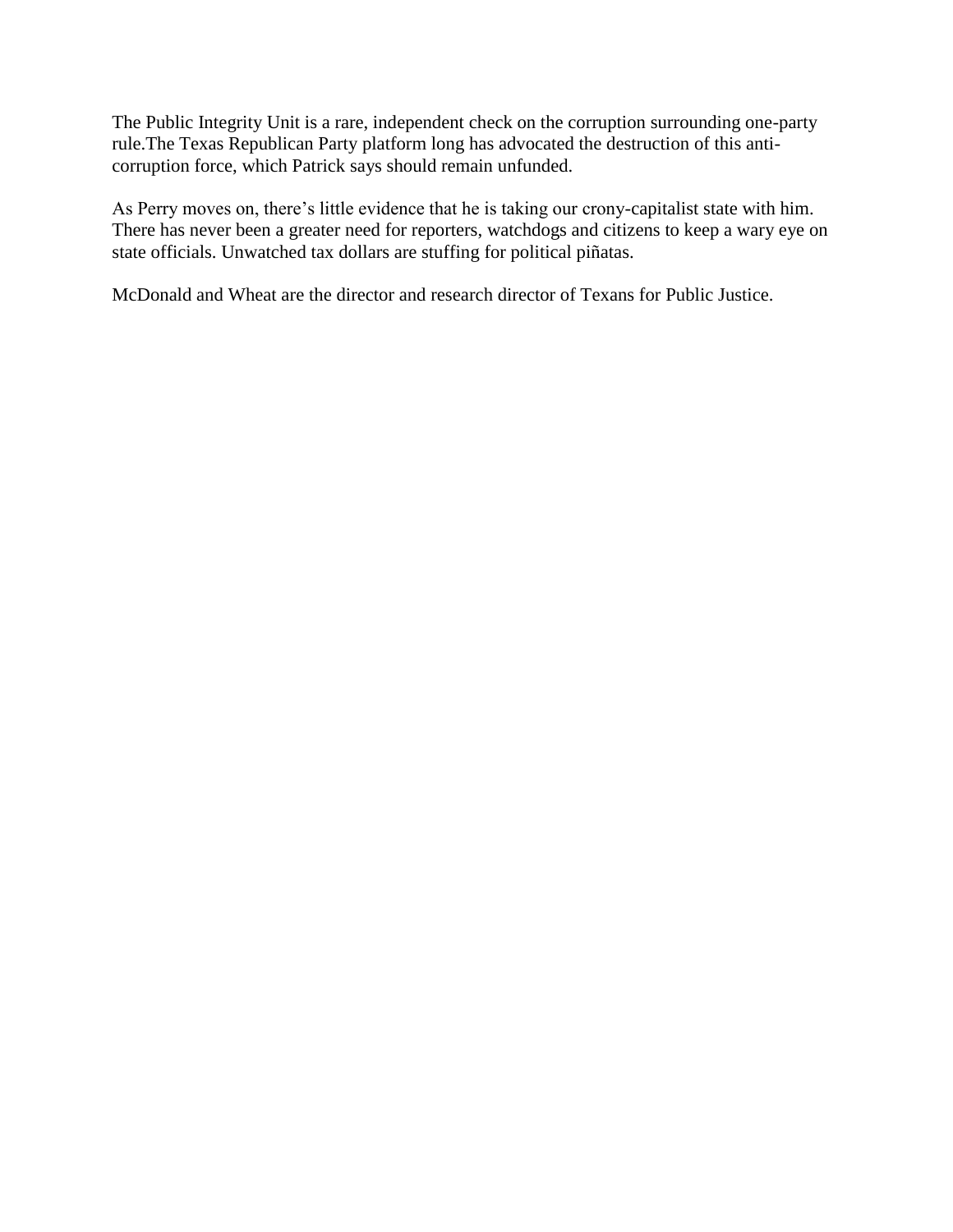The Public Integrity Unit is a rare, independent check on the corruption surrounding one-party rule.The Texas Republican Party platform long has advocated the destruction of this anti-corruption force, which Patrick says should remain unfunded.

As Perry moves on, there's little evidence that he is taking our crony-capitalist state with him. There has never been a greater need for reporters, watchdogs and citizens to keep a wary eye on state officials. Unwatched tax dollars are stuffing for political piñatas.

McDonald and Wheat are the director and research director of Texans for Public Justice.